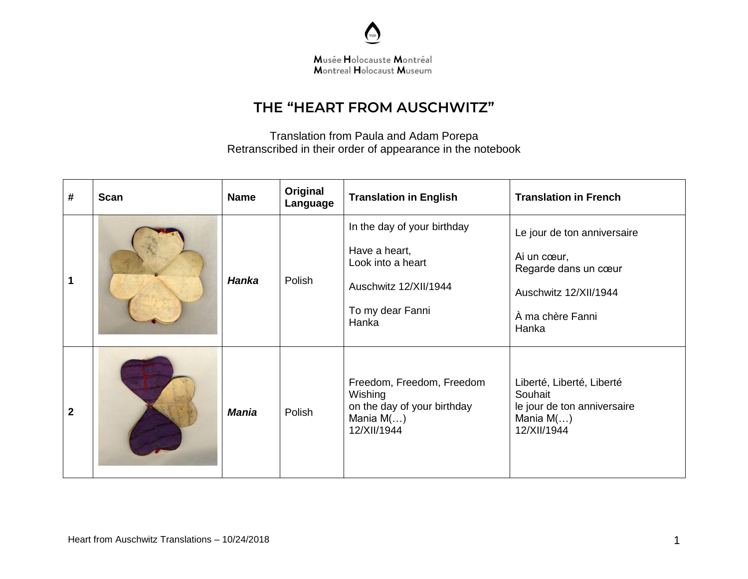Musée Holocauste Montréal
Montreal Holocaust Museum

# THE "HEART FROM AUSCHWITZ"

Translation from Paula and Adam Porepa
Retranscribed in their order of appearance in the notebook

| # | Scan | Name | Original Language | Translation in English | Translation in French |
|---|---|---|---|---|---|
| 1 | | ***Hanka*** | Polish | In the day of your birthday<br><br>Have a heart,<br>Look into a heart<br><br>Auschwitz 12/XII/1944<br><br>To my dear Fanni<br>Hanka | Le jour de ton anniversaire<br><br>Ai un cœur,<br>Regarde dans un cœur<br><br>Auschwitz 12/XII/1944<br><br>À ma chère Fanni<br>Hanka |
| 2 | | ***Mania*** | Polish | Freedom, Freedom, Freedom<br>Wishing<br>on the day of your birthday<br>Mania M(…)<br>12/XII/1944 | Liberté, Liberté, Liberté<br>Souhait<br>le jour de ton anniversaire<br>Mania M(…)<br>12/XII/1944 |

Heart from Auschwitz Translations – 10/24/2018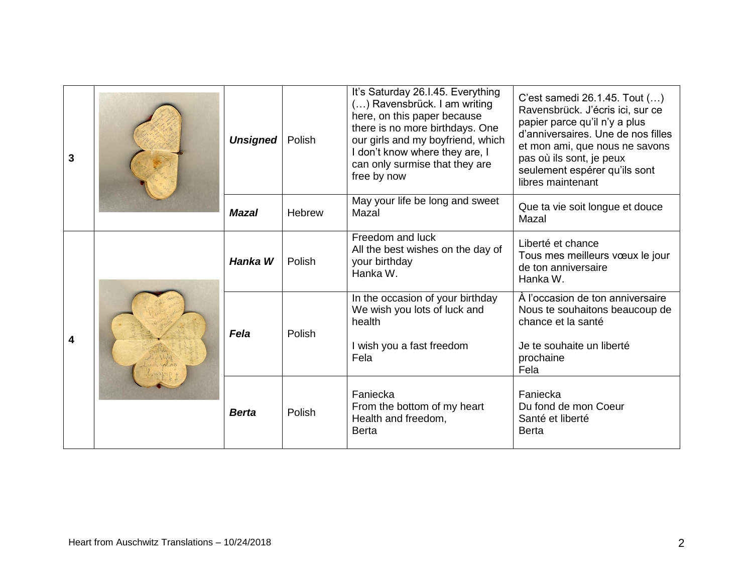| | | | | | |
|---|---|---|---|---|---|
| **3** | | ***Unsigned*** | Polish | It's Saturday 26.I.45. Everything (…) Ravensbrück. I am writing here, on this paper because there is no more birthdays. One our girls and my boyfriend, which I don't know where they are, I can only surmise that they are free by now | C'est samedi 26.1.45. Tout (…) Ravensbrück. J'écris ici, sur ce papier parce qu'il n'y a plus d'anniversaires. Une de nos filles et mon ami, que nous ne savons pas où ils sont, je peux seulement espérer qu'ils sont libres maintenant |
| | | ***Mazal*** | Hebrew | May your life be long and sweet<br>Mazal | Que ta vie soit longue et douce<br>Mazal |
| **4** | | ***Hanka W*** | Polish | Freedom and luck<br>All the best wishes on the day of your birthday<br>Hanka W. | Liberté et chance<br>Tous mes meilleurs vœux le jour de ton anniversaire<br>Hanka W. |
| | | ***Fela*** | Polish | In the occasion of your birthday<br>We wish you lots of luck and health<br><br>I wish you a fast freedom<br>Fela | À l'occasion de ton anniversaire<br>Nous te souhaitons beaucoup de chance et la santé<br><br>Je te souhaite un liberté prochaine<br>Fela |
| | | ***Berta*** | Polish | Faniecka<br>From the bottom of my heart<br>Health and freedom,<br>Berta | Faniecka<br>Du fond de mon Coeur<br>Santé et liberté<br>Berta |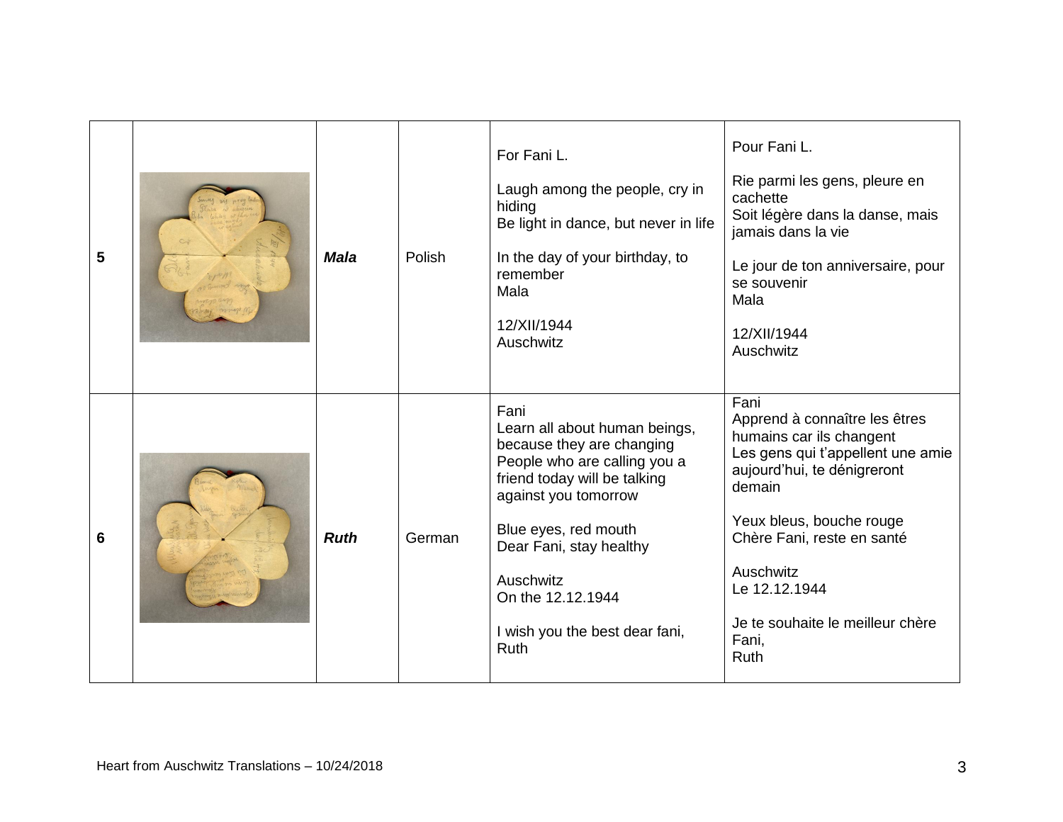| | | | | | |
|---|---|---|---|---|---|
| 5 | | ***Mala*** | Polish | For Fani L.<br><br>Laugh among the people, cry in hiding<br>Be light in dance, but never in life<br><br>In the day of your birthday, to remember<br>Mala<br><br>12/XII/1944<br>Auschwitz | Pour Fani L.<br><br>Rie parmi les gens, pleure en cachette<br>Soit légère dans la danse, mais jamais dans la vie<br><br>Le jour de ton anniversaire, pour se souvenir<br>Mala<br><br>12/XII/1944<br>Auschwitz |
| 6 | | ***Ruth*** | German | Fani<br>Learn all about human beings, because they are changing<br>People who are calling you a friend today will be talking against you tomorrow<br><br>Blue eyes, red mouth<br>Dear Fani, stay healthy<br><br>Auschwitz<br>On the 12.12.1944<br><br>I wish you the best dear fani,<br>Ruth | Fani<br>Apprend à connaître les êtres humains car ils changent<br>Les gens qui t'appellent une amie aujourd'hui, te dénigreront demain<br><br>Yeux bleus, bouche rouge<br>Chère Fani, reste en santé<br><br>Auschwitz<br>Le 12.12.1944<br><br>Je te souhaite le meilleur chère Fani,<br>Ruth |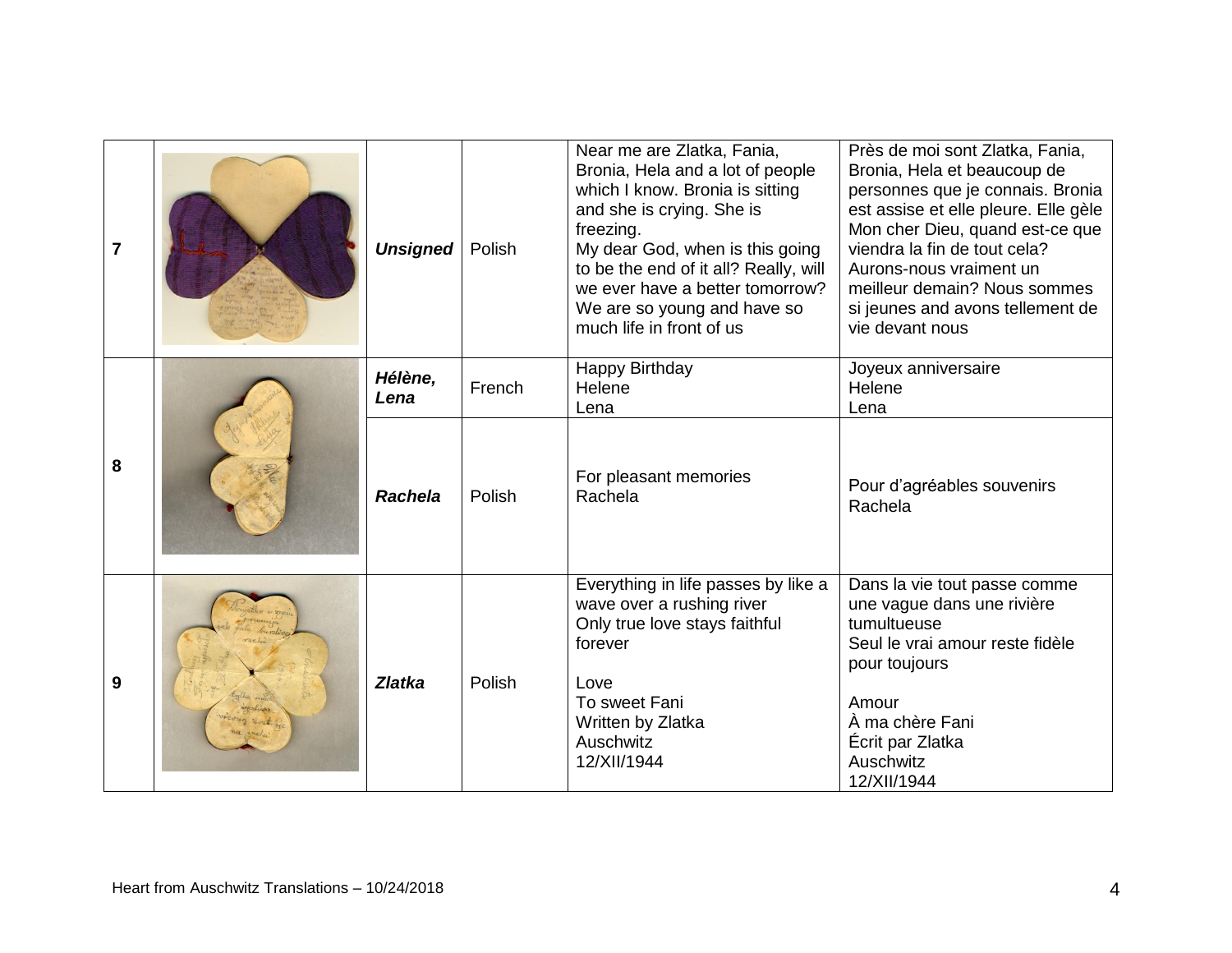| | | | | | |
|---|---|---|---|---|---|
| **7** | | ***Unsigned*** | Polish | Near me are Zlatka, Fania, Bronia, Hela and a lot of people which I know. Bronia is sitting and she is crying. She is freezing.<br>My dear God, when is this going to be the end of it all? Really, will we ever have a better tomorrow? We are so young and have so much life in front of us | Près de moi sont Zlatka, Fania, Bronia, Hela et beaucoup de personnes que je connais. Bronia est assise et elle pleure. Elle gèle Mon cher Dieu, quand est-ce que viendra la fin de tout cela? Aurons-nous vraiment un meilleur demain? Nous sommes si jeunes and avons tellement de vie devant nous |
| **8** | | ***Hélène, Lena*** | French | Happy Birthday<br>Helene<br>Lena | Joyeux anniversaire<br>Helene<br>Lena |
| | | ***Rachela*** | Polish | For pleasant memories<br>Rachela | Pour d'agréables souvenirs<br>Rachela |
| **9** | | ***Zlatka*** | Polish | Everything in life passes by like a wave over a rushing river<br>Only true love stays faithful forever<br><br>Love<br>To sweet Fani<br>Written by Zlatka<br>Auschwitz<br>12/XII/1944 | Dans la vie tout passe comme une vague dans une rivière tumultueuse<br>Seul le vrai amour reste fidèle pour toujours<br><br>Amour<br>À ma chère Fani<br>Écrit par Zlatka<br>Auschwitz<br>12/XII/1944 |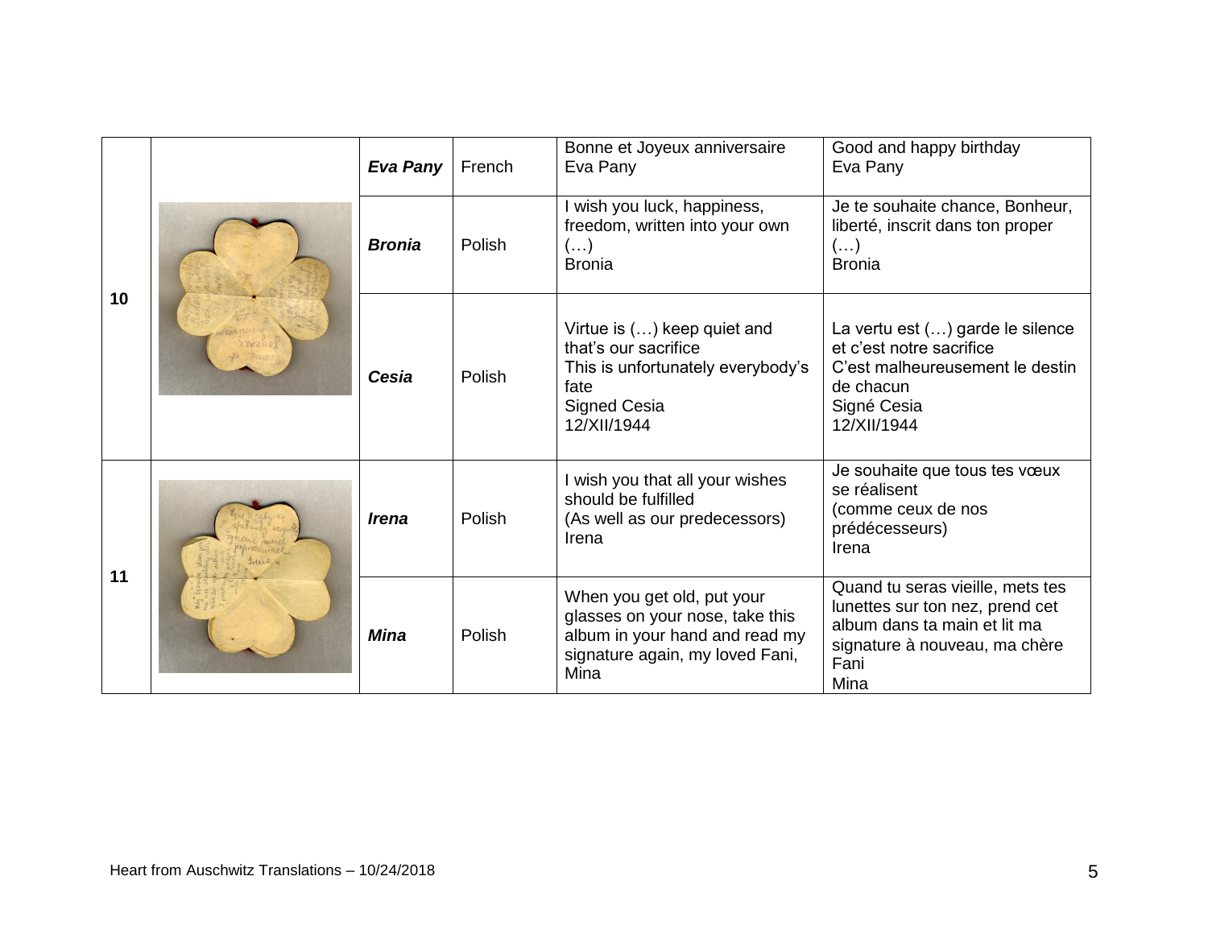| | | | | | |
|---|---|---|---|---|---|
| 10 | | ***Eva Pany*** | French | Bonne et Joyeux anniversaire<br>Eva Pany | Good and happy birthday<br>Eva Pany |
| | | ***Bronia*** | Polish | I wish you luck, happiness, freedom, written into your own (…)<br>Bronia | Je te souhaite chance, Bonheur, liberté, inscrit dans ton proper (…)<br>Bronia |
| | | ***Cesia*** | Polish | Virtue is (…) keep quiet and that's our sacrifice<br>This is unfortunately everybody's fate<br>Signed Cesia<br>12/XII/1944 | La vertu est (…) garde le silence et c'est notre sacrifice<br>C'est malheureusement le destin de chacun<br>Signé Cesia<br>12/XII/1944 |
| 11 | | ***Irena*** | Polish | I wish you that all your wishes should be fulfilled<br>(As well as our predecessors)<br>Irena | Je souhaite que tous tes vœux se réalisent<br>(comme ceux de nos prédécesseurs)<br>Irena |
| | | ***Mina*** | Polish | When you get old, put your glasses on your nose, take this album in your hand and read my signature again, my loved Fani,<br>Mina | Quand tu seras vieille, mets tes lunettes sur ton nez, prend cet album dans ta main et lit ma signature à nouveau, ma chère Fani<br>Mina |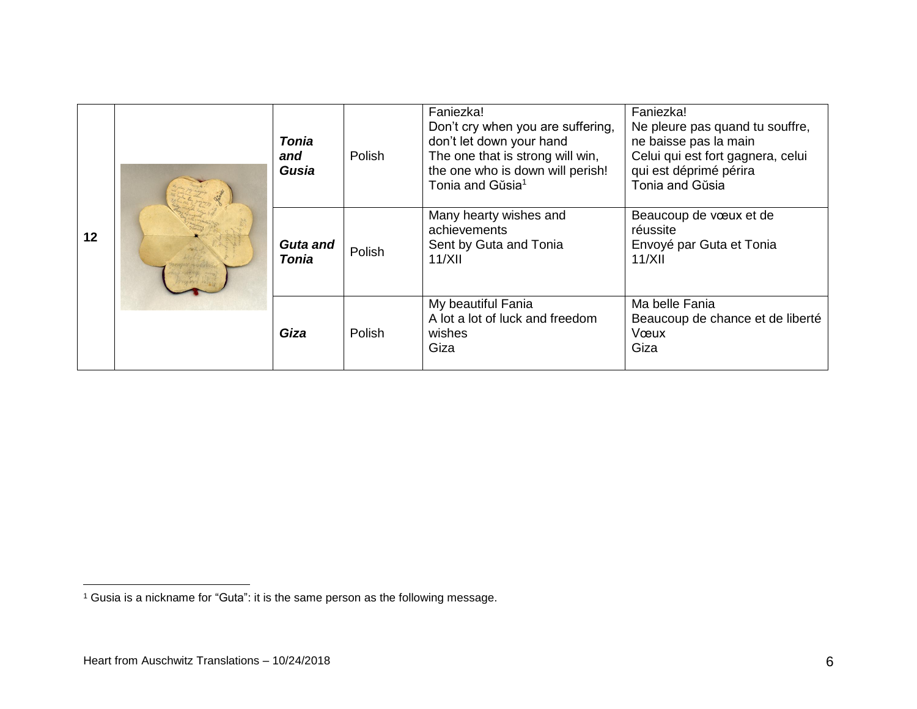| | | | | | |
|---|---|---|---|---|---|
| **12** | | ***Tonia and Gusia*** | Polish | Faniezka!<br>Don't cry when you are suffering, don't let down your hand<br>The one that is strong will win, the one who is down will perish!<br>Tonia and Gŭsia[1] | Faniezka!<br>Ne pleure pas quand tu souffre, ne baisse pas la main<br>Celui qui est fort gagnera, celui qui est déprimé périra<br>Tonia and Gŭsia |
| | | ***Guta and Tonia*** | Polish | Many hearty wishes and achievements<br>Sent by Guta and Tonia<br>11/XII | Beaucoup de vœux et de réussite<br>Envoyé par Guta et Tonia<br>11/XII |
| | | ***Giza*** | Polish | My beautiful Fania<br>A lot a lot of luck and freedom wishes<br>Giza | Ma belle Fania<br>Beaucoup de chance et de liberté Vœux<br>Giza |

[1] Gusia is a nickname for "Guta": it is the same person as the following message.